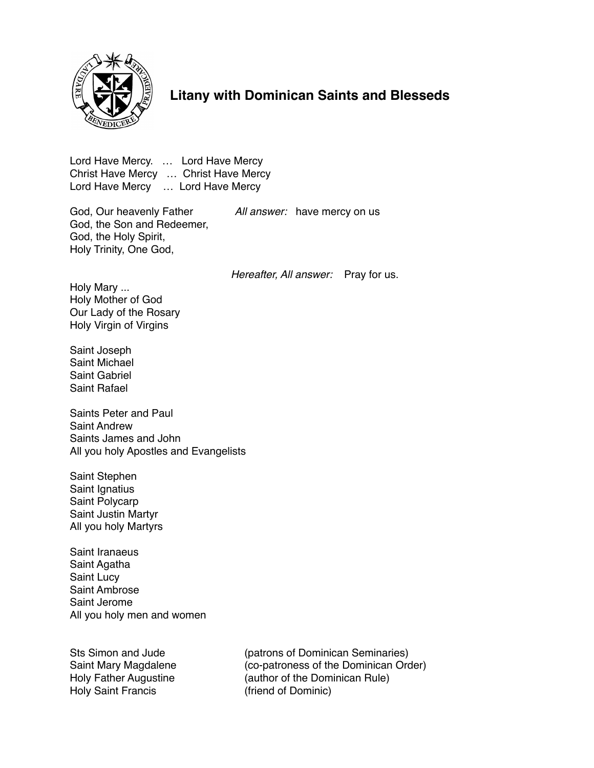# Litany with Dominican Saints and Blesseds

Lord Have Mercy. … Lord Have Mercy
Christ Have Mercy … Christ Have Mercy
Lord Have Mercy … Lord Have Mercy

God, Our heavenly Father *All answer:* have mercy on us
God, the Son and Redeemer,
God, the Holy Spirit,
Holy Trinity, One God,

*Hereafter, All answer:* Pray for us.

Holy Mary ...
Holy Mother of God
Our Lady of the Rosary
Holy Virgin of Virgins

Saint Joseph
Saint Michael
Saint Gabriel
Saint Rafael

Saints Peter and Paul
Saint Andrew
Saints James and John
All you holy Apostles and Evangelists

Saint Stephen
Saint Ignatius
Saint Polycarp
Saint Justin Martyr
All you holy Martyrs

Saint Iranaeus
Saint Agatha
Saint Lucy
Saint Ambrose
Saint Jerome
All you holy men and women

Sts Simon and Jude (patrons of Dominican Seminaries)
Saint Mary Magdalene (co-patroness of the Dominican Order)
Holy Father Augustine (author of the Dominican Rule)
Holy Saint Francis (friend of Dominic)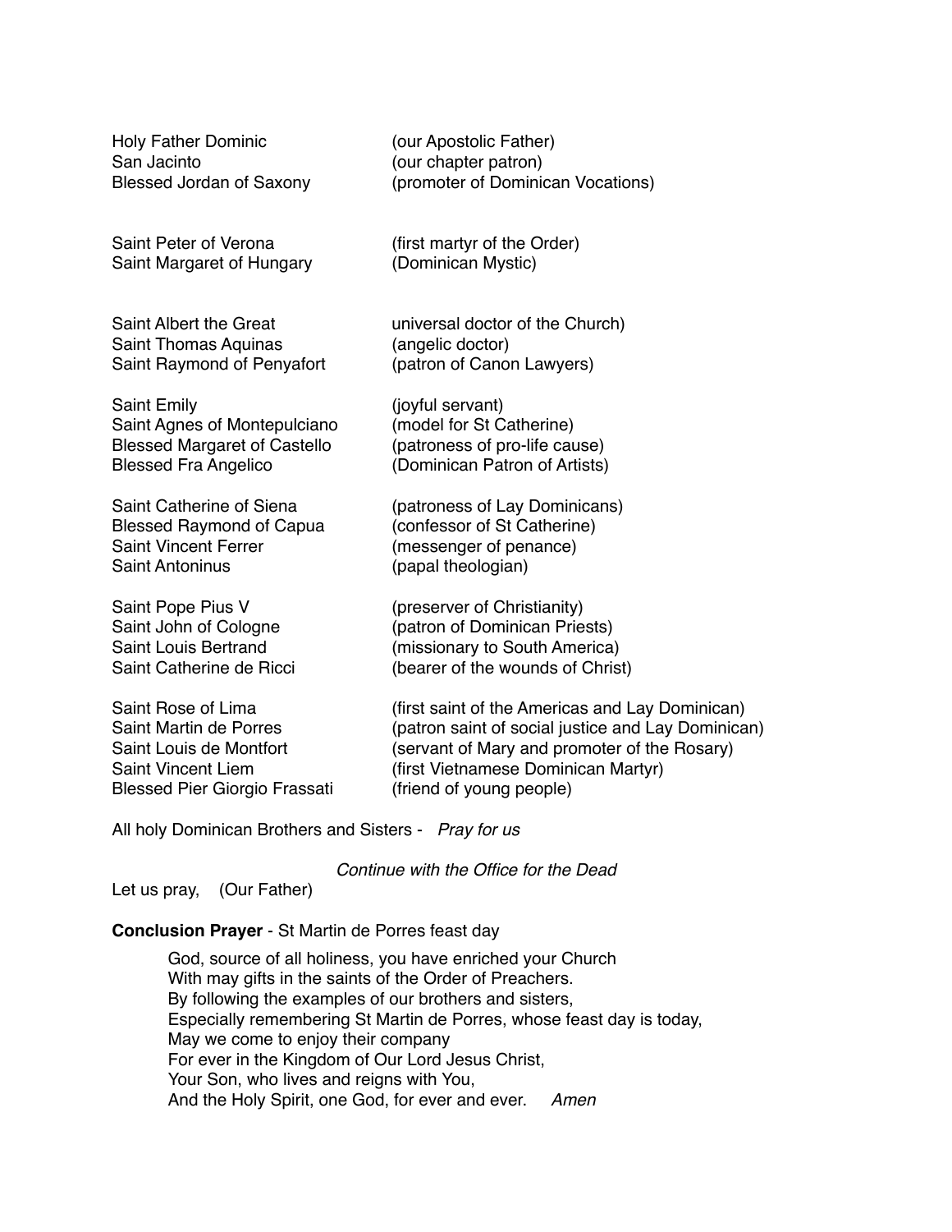Holy Father Dominic (our Apostolic Father)
San Jacinto (our chapter patron)
Blessed Jordan of Saxony (promoter of Dominican Vocations)

Saint Peter of Verona (first martyr of the Order)
Saint Margaret of Hungary (Dominican Mystic)

Saint Albert the Great universal doctor of the Church)
Saint Thomas Aquinas (angelic doctor)
Saint Raymond of Penyafort (patron of Canon Lawyers)

Saint Emily (joyful servant)
Saint Agnes of Montepulciano (model for St Catherine)
Blessed Margaret of Castello (patroness of pro-life cause)
Blessed Fra Angelico (Dominican Patron of Artists)

Saint Catherine of Siena (patroness of Lay Dominicans)
Blessed Raymond of Capua (confessor of St Catherine)
Saint Vincent Ferrer (messenger of penance)
Saint Antoninus (papal theologian)

Saint Pope Pius V (preserver of Christianity)
Saint John of Cologne (patron of Dominican Priests)
Saint Louis Bertrand (missionary to South America)
Saint Catherine de Ricci (bearer of the wounds of Christ)

Saint Rose of Lima (first saint of the Americas and Lay Dominican)
Saint Martin de Porres (patron saint of social justice and Lay Dominican)
Saint Louis de Montfort (servant of Mary and promoter of the Rosary)
Saint Vincent Liem (first Vietnamese Dominican Martyr)
Blessed Pier Giorgio Frassati (friend of young people)

All holy Dominican Brothers and Sisters - *Pray for us*

*Continue with the Office for the Dead*

Let us pray, (Our Father)

**Conclusion Prayer** - St Martin de Porres feast day

God, source of all holiness, you have enriched your Church
With may gifts in the saints of the Order of Preachers.
By following the examples of our brothers and sisters,
Especially remembering St Martin de Porres, whose feast day is today,
May we come to enjoy their company
For ever in the Kingdom of Our Lord Jesus Christ,
Your Son, who lives and reigns with You,
And the Holy Spirit, one God, for ever and ever. *Amen*